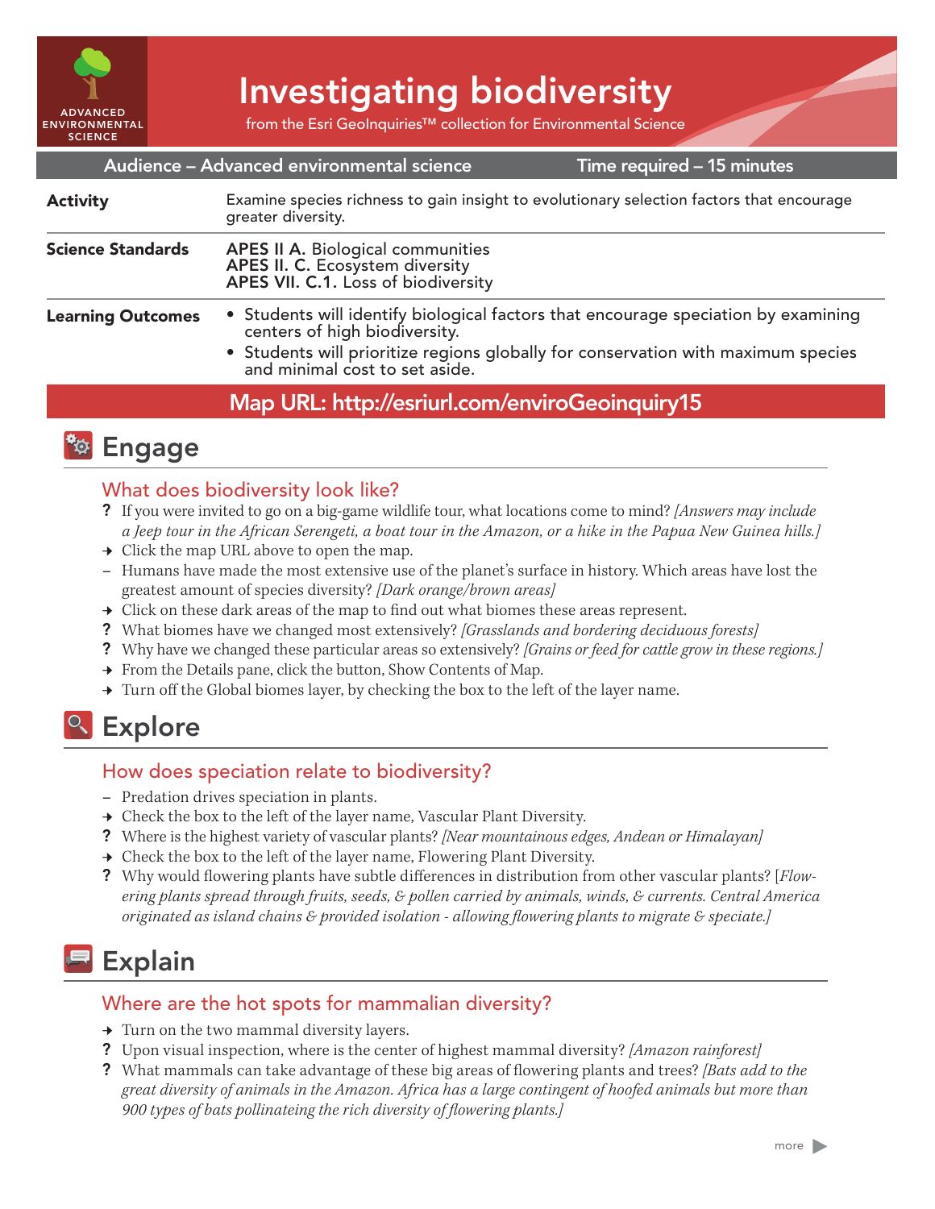ADVANCED ENVIRONMENTAL SCIENCE

# Investigating biodiversity

from the Esri GeoInquiries™ collection for Environmental Science

**Audience – Advanced environmental science** | **Time required – 15 minutes**

| | |
|---|---|
| **Activity** | Examine species richness to gain insight to evolutionary selection factors that encourage greater diversity. |
| **Science Standards** | **APES II A.** Biological communities<br>**APES II. C.** Ecosystem diversity<br>**APES VII. C.1.** Loss of biodiversity |
| **Learning Outcomes** | • Students will identify biological factors that encourage speciation by examining centers of high biodiversity.<br>• Students will prioritize regions globally for conservation with maximum species and minimal cost to set aside. |

**Map URL: http://esriurl.com/enviroGeoinquiry15**

## Engage

### What does biodiversity look like?

? If you were invited to go on a big-game wildlife tour, what locations come to mind? *[Answers may include a Jeep tour in the African Serengeti, a boat tour in the Amazon, or a hike in the Papua New Guinea hills.]*

→ Click the map URL above to open the map.

– Humans have made the most extensive use of the planet's surface in history. Which areas have lost the greatest amount of species diversity? *[Dark orange/brown areas]*

→ Click on these dark areas of the map to find out what biomes these areas represent.

? What biomes have we changed most extensively? *[Grasslands and bordering deciduous forests]*

? Why have we changed these particular areas so extensively? *[Grains or feed for cattle grow in these regions.]*

→ From the Details pane, click the button, Show Contents of Map.

→ Turn off the Global biomes layer, by checking the box to the left of the layer name.

## Explore

### How does speciation relate to biodiversity?

– Predation drives speciation in plants.

→ Check the box to the left of the layer name, Vascular Plant Diversity.

? Where is the highest variety of vascular plants? *[Near mountainous edges, Andean or Himalayan]*

→ Check the box to the left of the layer name, Flowering Plant Diversity.

? Why would flowering plants have subtle differences in distribution from other vascular plants? [*Flowering plants spread through fruits, seeds, & pollen carried by animals, winds, & currents. Central America originated as island chains & provided isolation - allowing flowering plants to migrate & speciate.]*

## Explain

### Where are the hot spots for mammalian diversity?

→ Turn on the two mammal diversity layers.

? Upon visual inspection, where is the center of highest mammal diversity? *[Amazon rainforest]*

? What mammals can take advantage of these big areas of flowering plants and trees? *[Bats add to the great diversity of animals in the Amazon. Africa has a large contingent of hoofed animals but more than 900 types of bats pollinateing the rich diversity of flowering plants.]*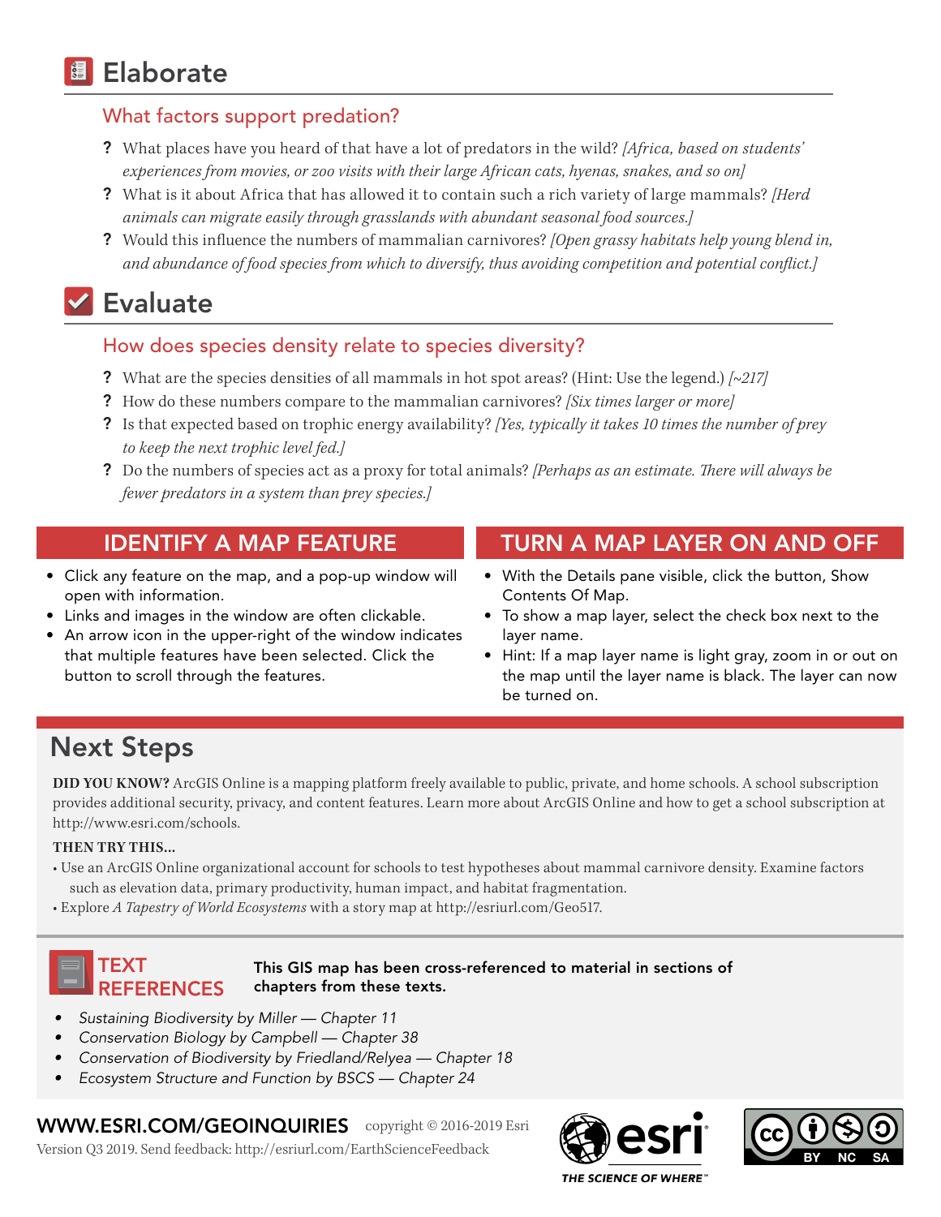# Elaborate

## What factors support predation?

- **?** What places have you heard of that have a lot of predators in the wild? *[Africa, based on students' experiences from movies, or zoo visits with their large African cats, hyenas, snakes, and so on]*
- **?** What is it about Africa that has allowed it to contain such a rich variety of large mammals? *[Herd animals can migrate easily through grasslands with abundant seasonal food sources.]*
- **?** Would this influence the numbers of mammalian carnivores? *[Open grassy habitats help young blend in, and abundance of food species from which to diversify, thus avoiding competition and potential conflict.]*

# Evaluate

## How does species density relate to species diversity?

- **?** What are the species densities of all mammals in hot spot areas? (Hint: Use the legend.) *[~217]*
- **?** How do these numbers compare to the mammalian carnivores? *[Six times larger or more]*
- **?** Is that expected based on trophic energy availability? *[Yes, typically it takes 10 times the number of prey to keep the next trophic level fed.]*
- **?** Do the numbers of species act as a proxy for total animals? *[Perhaps as an estimate. There will always be fewer predators in a system than prey species.]*

## IDENTIFY A MAP FEATURE

- Click any feature on the map, and a pop-up window will open with information.
- Links and images in the window are often clickable.
- An arrow icon in the upper-right of the window indicates that multiple features have been selected. Click the button to scroll through the features.

## TURN A MAP LAYER ON AND OFF

- With the Details pane visible, click the button, Show Contents Of Map.
- To show a map layer, select the check box next to the layer name.
- Hint: If a map layer name is light gray, zoom in or out on the map until the layer name is black. The layer can now be turned on.

# Next Steps

**DID YOU KNOW?** ArcGIS Online is a mapping platform freely available to public, private, and home schools. A school subscription provides additional security, privacy, and content features. Learn more about ArcGIS Online and how to get a school subscription at http://www.esri.com/schools.

**THEN TRY THIS...**

- Use an ArcGIS Online organizational account for schools to test hypotheses about mammal carnivore density. Examine factors such as elevation data, primary productivity, human impact, and habitat fragmentation.
- Explore *A Tapestry of World Ecosystems* with a story map at http://esriurl.com/Geo517.

## TEXT REFERENCES

**This GIS map has been cross-referenced to material in sections of chapters from these texts.**

- *Sustaining Biodiversity by Miller — Chapter 11*
- *Conservation Biology by Campbell — Chapter 38*
- *Conservation of Biodiversity by Friedland/Relyea — Chapter 18*
- *Ecosystem Structure and Function by BSCS — Chapter 24*

**WWW.ESRI.COM/GEOINQUIRIES** copyright © 2016-2019 Esri

Version Q3 2019. Send feedback: http://esriurl.com/EarthScienceFeedback

THE SCIENCE OF WHERE™

BY NC SA